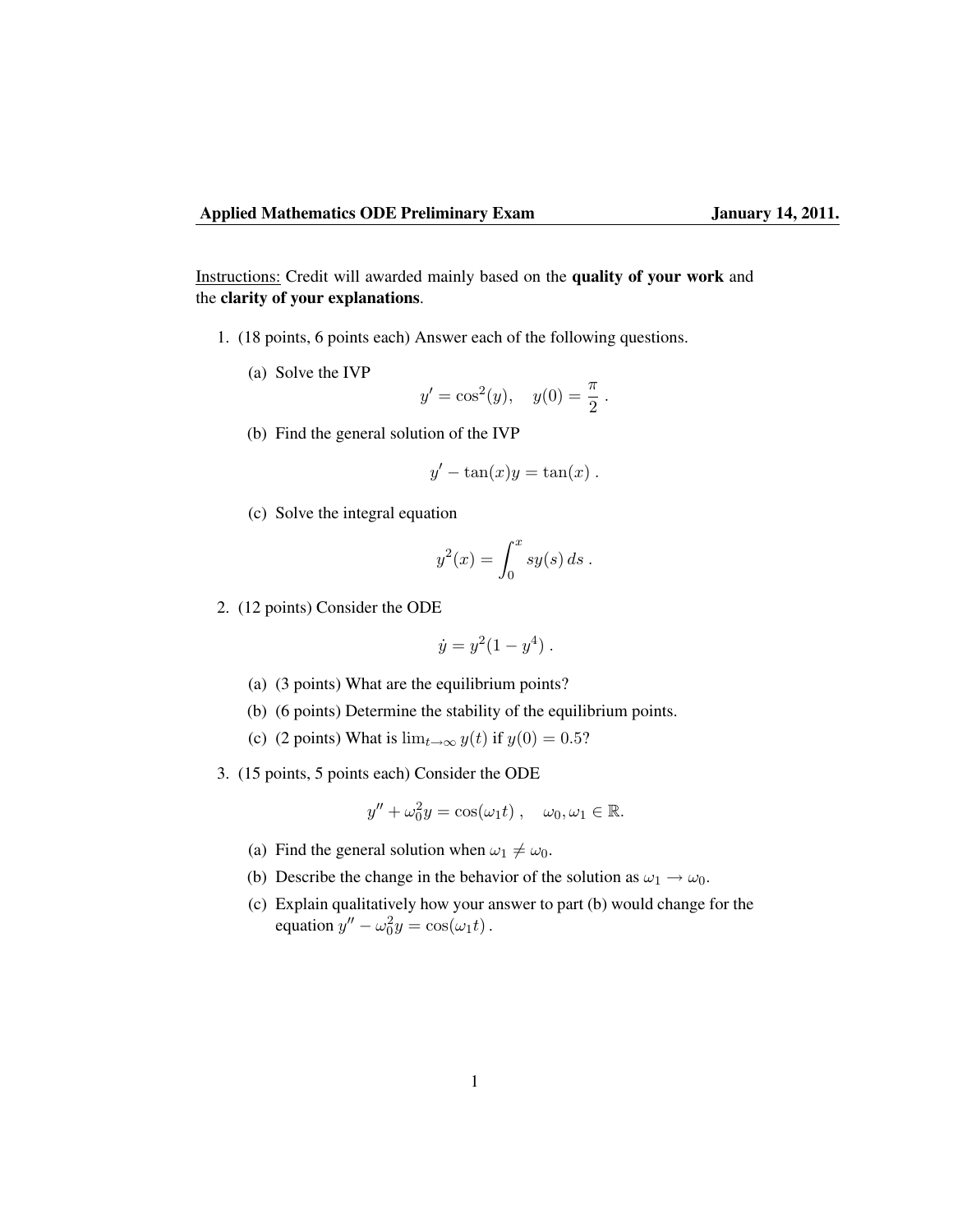**Applied Mathematics ODE Preliminary Exam** **January 14, 2011.**

Instructions: Credit will awarded mainly based on the **quality of your work** and the **clarity of your explanations**.

1. (18 points, 6 points each) Answer each of the following questions.

   (a) Solve the IVP
   $$y' = \cos^2(y), \quad y(0) = \frac{\pi}{2} .$$

   (b) Find the general solution of the IVP
   $$y' - \tan(x)y = \tan(x) .$$

   (c) Solve the integral equation
   $$y^2(x) = \int_0^x sy(s)\, ds .$$

2. (12 points) Consider the ODE
   $$\dot{y} = y^2(1 - y^4) .$$

   (a) (3 points) What are the equilibrium points?

   (b) (6 points) Determine the stability of the equilibrium points.

   (c) (2 points) What is $\lim_{t\to\infty} y(t)$ if $y(0) = 0.5$?

3. (15 points, 5 points each) Consider the ODE
   $$y'' + \omega_0^2 y = \cos(\omega_1 t) , \quad \omega_0, \omega_1 \in \mathbb{R}.$$

   (a) Find the general solution when $\omega_1 \neq \omega_0$.

   (b) Describe the change in the behavior of the solution as $\omega_1 \to \omega_0$.

   (c) Explain qualitatively how your answer to part (b) would change for the equation $y'' - \omega_0^2 y = \cos(\omega_1 t)$.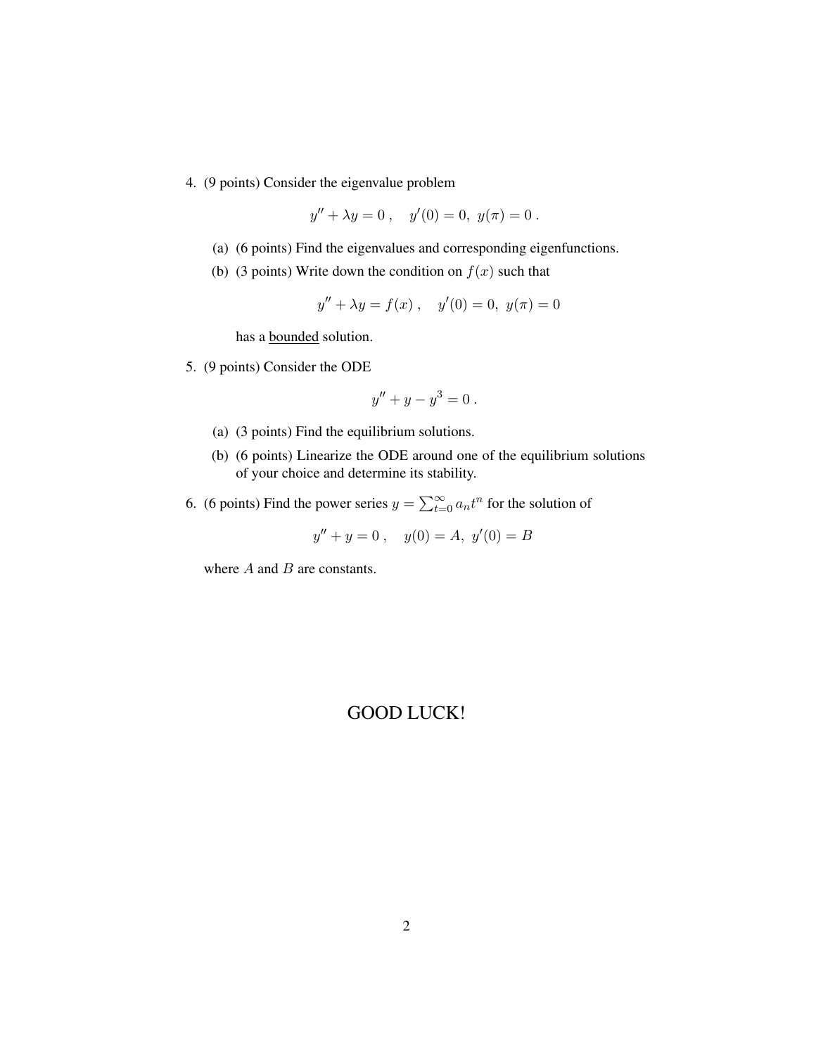4. (9 points) Consider the eigenvalue problem

$$y'' + \lambda y = 0 \, , \quad y'(0) = 0, \; y(\pi) = 0 \, .$$

   (a) (6 points) Find the eigenvalues and corresponding eigenfunctions.

   (b) (3 points) Write down the condition on $f(x)$ such that

$$y'' + \lambda y = f(x) \, , \quad y'(0) = 0, \; y(\pi) = 0$$

   has a <u>bounded</u> solution.

5. (9 points) Consider the ODE

$$y'' + y - y^3 = 0 \, .$$

   (a) (3 points) Find the equilibrium solutions.

   (b) (6 points) Linearize the ODE around one of the equilibrium solutions of your choice and determine its stability.

6. (6 points) Find the power series $y = \sum_{t=0}^{\infty} a_n t^n$ for the solution of

$$y'' + y = 0 \, , \quad y(0) = A, \; y'(0) = B$$

where $A$ and $B$ are constants.

GOOD LUCK!